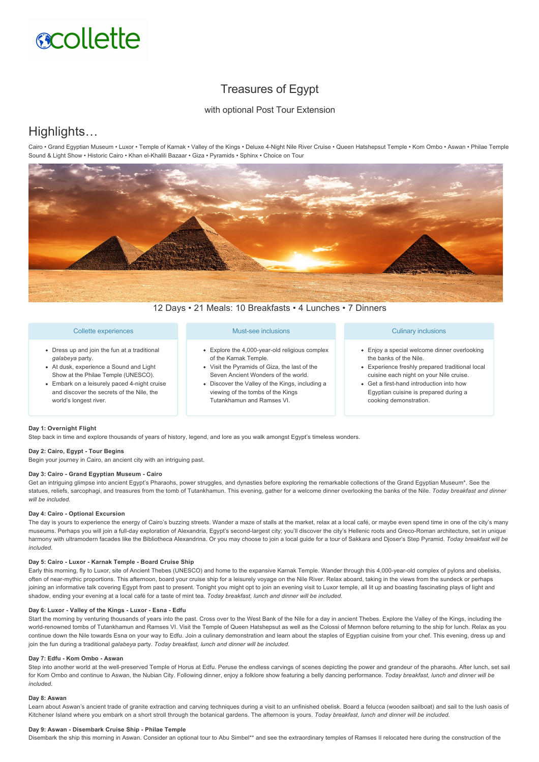collette

# Treasures of Egypt

with optional Post Tour Extension

## Highlights…

Cairo • Grand Egyptian Museum • Luxor • Temple of Karnak • Valley of the Kings • Deluxe 4-Night Nile River Cruise • Queen Hatshepsut Temple • Kom Ombo • Aswan • Philae Temple Sound & Light Show • Historic Cairo • Khan el-Khalili Bazaar • Giza • Pyramids • Sphinx • Choice on Tour

12 Days • 21 Meals: 10 Breakfasts • 4 Lunches • 7 Dinners

### Collette experiences

- Dress up and join the fun at a traditional *galabeya* party.
- At dusk, experience a Sound and Light Show at the Philae Temple (UNESCO).
- Embark on a leisurely paced 4-night cruise and discover the secrets of the Nile, the world's longest river.

### Must-see inclusions

- Explore the 4,000-year-old religious complex of the Karnak Temple.
- Visit the Pyramids of Giza, the last of the Seven Ancient Wonders of the world.
- Discover the Valley of the Kings, including a viewing of the tombs of the Kings Tutankhamun and Ramses VI.

### Culinary inclusions

- Enjoy a special welcome dinner overlooking the banks of the Nile.
- Experience freshly prepared traditional local cuisine each night on your Nile cruise.
- Get a first-hand introduction into how Egyptian cuisine is prepared during a cooking demonstration.

**Day 1: Overnight Flight**

Step back in time and explore thousands of years of history, legend, and lore as you walk amongst Egypt's timeless wonders.

**Day 2: Cairo, Egypt - Tour Begins**

Begin your journey in Cairo, an ancient city with an intriguing past.

**Day 3: Cairo - Grand Egyptian Museum - Cairo**

Get an intriguing glimpse into ancient Egypt's Pharaohs, power struggles, and dynasties before exploring the remarkable collections of the Grand Egyptian Museum*. See the statues, reliefs, sarcophagi, and treasures from the tomb of Tutankhamun. This evening, gather for a welcome dinner overlooking the banks of the Nile. *Today breakfast and dinner will be included.*

**Day 4: Cairo - Optional Excursion**

The day is yours to experience the energy of Cairo's buzzing streets. Wander a maze of stalls at the market, relax at a local café, or maybe even spend time in one of the city's many museums. Perhaps you will join a full-day exploration of Alexandria, Egypt's second-largest city; you'll discover the city's Hellenic roots and Greco-Roman architecture, set in unique harmony with ultramodern facades like the Bibliotheca Alexandrina. Or you may choose to join a local guide for a tour of Sakkara and Djoser's Step Pyramid. *Today breakfast will be included.*

**Day 5: Cairo - Luxor - Karnak Temple - Board Cruise Ship**

Early this morning, fly to Luxor, site of Ancient Thebes (UNESCO) and home to the expansive Karnak Temple. Wander through this 4,000-year-old complex of pylons and obelisks, often of near-mythic proportions. This afternoon, board your cruise ship for a leisurely voyage on the Nile River. Relax aboard, taking in the views from the sundeck or perhaps joining an informative talk covering Egypt from past to present. Tonight you might opt to join an evening visit to Luxor temple, all lit up and boasting fascinating plays of light and shadow, ending your evening at a local café for a taste of mint tea. *Today breakfast, lunch and dinner will be included.*

**Day 6: Luxor - Valley of the Kings - Luxor - Esna - Edfu**

Start the morning by venturing thousands of years into the past. Cross over to the West Bank of the Nile for a day in ancient Thebes. Explore the Valley of the Kings, including the world-renowned tombs of Tutankhamun and Ramses VI. Visit the Temple of Queen Hatshepsut as well as the Colossi of Memnon before returning to the ship for lunch. Relax as you continue down the Nile towards Esna on your way to Edfu. Join a culinary demonstration and learn about the staples of Egyptian cuisine from your chef. This evening, dress up and join the fun during a traditional *galabeya* party. *Today breakfast, lunch and dinner will be included.*

**Day 7: Edfu - Kom Ombo - Aswan**

Step into another world at the well-preserved Temple of Horus at Edfu. Peruse the endless carvings of scenes depicting the power and grandeur of the pharaohs. After lunch, set sail for Kom Ombo and continue to Aswan, the Nubian City. Following dinner, enjoy a folklore show featuring a belly dancing performance. *Today breakfast, lunch and dinner will be included.*

**Day 8: Aswan**

Learn about Aswan's ancient trade of granite extraction and carving techniques during a visit to an unfinished obelisk. Board a felucca (wooden sailboat) and sail to the lush oasis of Kitchener Island where you embark on a short stroll through the botanical gardens. The afternoon is yours. *Today breakfast, lunch and dinner will be included.*

**Day 9: Aswan - Disembark Cruise Ship - Philae Temple**

Disembark the ship this morning in Aswan. Consider an optional tour to Abu Simbel** and see the extraordinary temples of Ramses II relocated here during the construction of the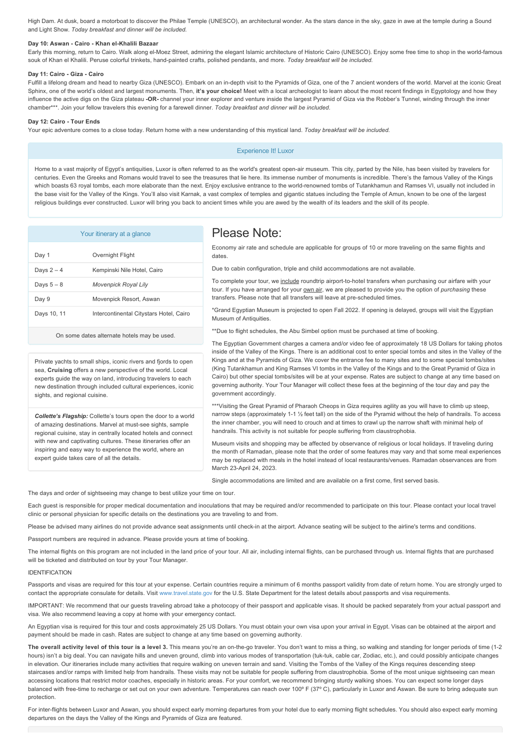High Dam. At dusk, board a motorboat to discover the Philae Temple (UNESCO), an architectural wonder. As the stars dance in the sky, gaze in awe at the temple during a Sound and Light Show. *Today breakfast and dinner will be included.*

**Day 10: Aswan - Cairo - Khan el-Khalili Bazaar**

Early this morning, return to Cairo. Walk along el-Moez Street, admiring the elegant Islamic architecture of Historic Cairo (UNESCO). Enjoy some free time to shop in the world-famous souk of Khan el Khalili. Peruse colorful trinkets, hand-painted crafts, polished pendants, and more. *Today breakfast will be included.*

**Day 11: Cairo - Giza - Cairo**

Fulfill a lifelong dream and head to nearby Giza (UNESCO). Embark on an in-depth visit to the Pyramids of Giza, one of the 7 ancient wonders of the world. Marvel at the iconic Great Sphinx, one of the world's oldest and largest monuments. Then, **it's your choice!** Meet with a local archeologist to learn about the most recent findings in Egyptology and how they influence the active digs on the Giza plateau **-OR-** channel your inner explorer and venture inside the largest Pyramid of Giza via the Robber's Tunnel, winding through the inner chamber***. Join your fellow travelers this evening for a farewell dinner. *Today breakfast and dinner will be included.*

**Day 12: Cairo - Tour Ends**

Your epic adventure comes to a close today. Return home with a new understanding of this mystical land. *Today breakfast will be included.*

## Experience It! Luxor

Home to a vast majority of Egypt's antiquities, Luxor is often referred to as the world's greatest open-air museum. This city, parted by the Nile, has been visited by travelers for centuries. Even the Greeks and Romans would travel to see the treasures that lie here. Its immense number of monuments is incredible. There's the famous Valley of the Kings which boasts 63 royal tombs, each more elaborate than the next. Enjoy exclusive entrance to the world-renowned tombs of Tutankhamun and Ramses VI, usually not included in the base visit for the Valley of the Kings. You'll also visit Karnak, a vast complex of temples and gigantic statues including the Temple of Amun, known to be one of the largest religious buildings ever constructed. Luxor will bring you back to ancient times while you are awed by the wealth of its leaders and the skill of its people.

## Your itinerary at a glance

| Day | Hotel |
|---|---|
| Day 1 | Overnight Flight |
| Days 2 – 4 | Kempinski Nile Hotel, Cairo |
| Days 5 – 8 | *Movenpick Royal Lily* |
| Day 9 | Movenpick Resort, Aswan |
| Days 10, 11 | Intercontinental Citystars Hotel, Cairo |

On some dates alternate hotels may be used.

Private yachts to small ships, iconic rivers and fjords to open sea, **Cruising** offers a new perspective of the world. Local experts guide the way on land, introducing travelers to each new destination through included cultural experiences, iconic sights, and regional cuisine.

***Collette's Flagship:*** Collette's tours open the door to a world of amazing destinations. Marvel at must-see sights, sample regional cuisine, stay in centrally located hotels and connect with new and captivating cultures. These itineraries offer an inspiring and easy way to experience the world, where an expert guide takes care of all the details.

# Please Note:

Economy air rate and schedule are applicable for groups of 10 or more traveling on the same flights and dates.

Due to cabin configuration, triple and child accommodations are not available.

To complete your tour, we include roundtrip airport-to-hotel transfers when purchasing our airfare with your tour. If you have arranged for your own air, we are pleased to provide you the option of *purchasing* these transfers. Please note that all transfers will leave at pre-scheduled times.

*Grand Egyptian Museum is projected to open Fall 2022. If opening is delayed, groups will visit the Egyptian Museum of Antiquities.

**Due to flight schedules, the Abu Simbel option must be purchased at time of booking.

The Egyptian Government charges a camera and/or video fee of approximately 18 US Dollars for taking photos inside of the Valley of the Kings. There is an additional cost to enter special tombs and sites in the Valley of the Kings and at the Pyramids of Giza. We cover the entrance fee to many sites and to some special tombs/sites (King Tutankhamun and King Ramses VI tombs in the Valley of the Kings and to the Great Pyramid of Giza in Cairo) but other special tombs/sites will be at your expense. Rates are subject to change at any time based on governing authority. Your Tour Manager will collect these fees at the beginning of the tour day and pay the government accordingly.

***Visiting the Great Pyramid of Pharaoh Cheops in Giza requires agility as you will have to climb up steep, narrow steps (approximately 1-1 ½ feet tall) on the side of the Pyramid without the help of handrails. To access the inner chamber, you will need to crouch and at times to crawl up the narrow shaft with minimal help of handrails. This activity is not suitable for people suffering from claustrophobia.

Museum visits and shopping may be affected by observance of religious or local holidays. If traveling during the month of Ramadan, please note that the order of some features may vary and that some meal experiences may be replaced with meals in the hotel instead of local restaurants/venues. Ramadan observances are from March 23-April 24, 2023.

Single accommodations are limited and are available on a first come, first served basis.

The days and order of sightseeing may change to best utilize your time on tour.

Each guest is responsible for proper medical documentation and inoculations that may be required and/or recommended to participate on this tour. Please contact your local travel clinic or personal physician for specific details on the destinations you are traveling to and from.

Please be advised many airlines do not provide advance seat assignments until check-in at the airport. Advance seating will be subject to the airline's terms and conditions.

Passport numbers are required in advance. Please provide yours at time of booking.

The internal flights on this program are not included in the land price of your tour. All air, including internal flights, can be purchased through us. Internal flights that are purchased will be ticketed and distributed on tour by your Tour Manager.

IDENTIFICATION

Passports and visas are required for this tour at your expense. Certain countries require a minimum of 6 months passport validity from date of return home. You are strongly urged to contact the appropriate consulate for details. Visit www.travel.state.gov for the U.S. State Department for the latest details about passports and visa requirements.

IMPORTANT: We recommend that our guests traveling abroad take a photocopy of their passport and applicable visas. It should be packed separately from your actual passport and visa. We also recommend leaving a copy at home with your emergency contact.

An Egyptian visa is required for this tour and costs approximately 25 US Dollars. You must obtain your own visa upon your arrival in Egypt. Visas can be obtained at the airport and payment should be made in cash. Rates are subject to change at any time based on governing authority.

**The overall activity level of this tour is a level 3.** This means you're an on-the-go traveler. You don't want to miss a thing, so walking and standing for longer periods of time (1-2 hours) isn't a big deal. You can navigate hills and uneven ground, climb into various modes of transportation (tuk-tuk, cable car, Zodiac, etc.), and could possibly anticipate changes in elevation. Our itineraries include many activities that require walking on uneven terrain and sand. Visiting the Tombs of the Valley of the Kings requires descending steep staircases and/or ramps with limited help from handrails. These visits may not be suitable for people suffering from claustrophobia. Some of the most unique sightseeing can mean accessing locations that restrict motor coaches, especially in historic areas. For your comfort, we recommend bringing sturdy walking shoes. You can expect some longer days balanced with free-time to recharge or set out on your own adventure. Temperatures can reach over 100º F (37º C), particularly in Luxor and Aswan. Be sure to bring adequate sun protection.

For inter-flights between Luxor and Aswan, you should expect early morning departures from your hotel due to early morning flight schedules. You should also expect early morning departures on the days the Valley of the Kings and Pyramids of Giza are featured.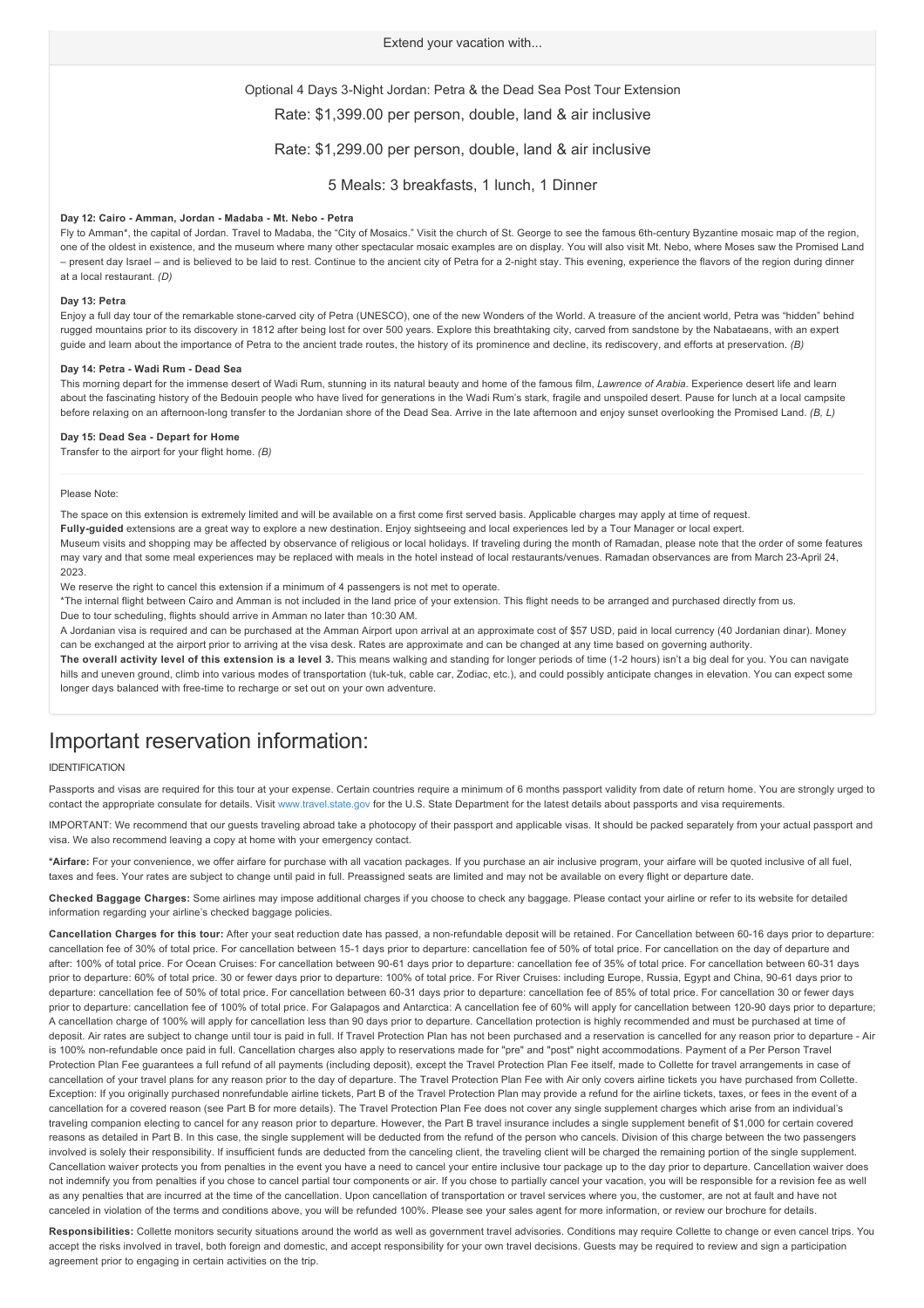Extend your vacation with...

Optional 4 Days 3-Night Jordan: Petra & the Dead Sea Post Tour Extension

Rate: $1,399.00 per person, double, land & air inclusive

Rate: $1,299.00 per person, double, land & air inclusive

5 Meals: 3 breakfasts, 1 lunch, 1 Dinner

**Day 12: Cairo - Amman, Jordan - Madaba - Mt. Nebo - Petra**

Fly to Amman*, the capital of Jordan. Travel to Madaba, the "City of Mosaics." Visit the church of St. George to see the famous 6th-century Byzantine mosaic map of the region, one of the oldest in existence, and the museum where many other spectacular mosaic examples are on display. You will also visit Mt. Nebo, where Moses saw the Promised Land – present day Israel – and is believed to be laid to rest. Continue to the ancient city of Petra for a 2-night stay. This evening, experience the flavors of the region during dinner at a local restaurant. *(D)*

**Day 13: Petra**

Enjoy a full day tour of the remarkable stone-carved city of Petra (UNESCO), one of the new Wonders of the World. A treasure of the ancient world, Petra was "hidden" behind rugged mountains prior to its discovery in 1812 after being lost for over 500 years. Explore this breathtaking city, carved from sandstone by the Nabataeans, with an expert guide and learn about the importance of Petra to the ancient trade routes, the history of its prominence and decline, its rediscovery, and efforts at preservation. *(B)*

**Day 14: Petra - Wadi Rum - Dead Sea**

This morning depart for the immense desert of Wadi Rum, stunning in its natural beauty and home of the famous film, *Lawrence of Arabia*. Experience desert life and learn about the fascinating history of the Bedouin people who have lived for generations in the Wadi Rum's stark, fragile and unspoiled desert. Pause for lunch at a local campsite before relaxing on an afternoon-long transfer to the Jordanian shore of the Dead Sea. Arrive in the late afternoon and enjoy sunset overlooking the Promised Land. *(B, L)*

**Day 15: Dead Sea - Depart for Home**

Transfer to the airport for your flight home. *(B)*

Please Note:

The space on this extension is extremely limited and will be available on a first come first served basis. Applicable charges may apply at time of request.

**Fully-guided** extensions are a great way to explore a new destination. Enjoy sightseeing and local experiences led by a Tour Manager or local expert.

Museum visits and shopping may be affected by observance of religious or local holidays. If traveling during the month of Ramadan, please note that the order of some features may vary and that some meal experiences may be replaced with meals in the hotel instead of local restaurants/venues. Ramadan observances are from March 23-April 24, 2023.

We reserve the right to cancel this extension if a minimum of 4 passengers is not met to operate.

*The internal flight between Cairo and Amman is not included in the land price of your extension. This flight needs to be arranged and purchased directly from us.

Due to tour scheduling, flights should arrive in Amman no later than 10:30 AM.

A Jordanian visa is required and can be purchased at the Amman Airport upon arrival at an approximate cost of $57 USD, paid in local currency (40 Jordanian dinar). Money can be exchanged at the airport prior to arriving at the visa desk. Rates are approximate and can be changed at any time based on governing authority.

**The overall activity level of this extension is a level 3.** This means walking and standing for longer periods of time (1-2 hours) isn't a big deal for you. You can navigate hills and uneven ground, climb into various modes of transportation (tuk-tuk, cable car, Zodiac, etc.), and could possibly anticipate changes in elevation. You can expect some longer days balanced with free-time to recharge or set out on your own adventure.

# Important reservation information:

IDENTIFICATION

Passports and visas are required for this tour at your expense. Certain countries require a minimum of 6 months passport validity from date of return home. You are strongly urged to contact the appropriate consulate for details. Visit www.travel.state.gov for the U.S. State Department for the latest details about passports and visa requirements.

IMPORTANT: We recommend that our guests traveling abroad take a photocopy of their passport and applicable visas. It should be packed separately from your actual passport and visa. We also recommend leaving a copy at home with your emergency contact.

**\*Airfare:** For your convenience, we offer airfare for purchase with all vacation packages. If you purchase an air inclusive program, your airfare will be quoted inclusive of all fuel, taxes and fees. Your rates are subject to change until paid in full. Preassigned seats are limited and may not be available on every flight or departure date.

**Checked Baggage Charges:** Some airlines may impose additional charges if you choose to check any baggage. Please contact your airline or refer to its website for detailed information regarding your airline's checked baggage policies.

**Cancellation Charges for this tour:** After your seat reduction date has passed, a non-refundable deposit will be retained. For Cancellation between 60-16 days prior to departure: cancellation fee of 30% of total price. For cancellation between 15-1 days prior to departure: cancellation fee of 50% of total price. For cancellation on the day of departure and after: 100% of total price. For Ocean Cruises: For cancellation between 90-61 days prior to departure: cancellation fee of 35% of total price. For cancellation between 60-31 days prior to departure: 60% of total price. 30 or fewer days prior to departure: 100% of total price. For River Cruises: including Europe, Russia, Egypt and China, 90-61 days prior to departure: cancellation fee of 50% of total price. For cancellation between 60-31 days prior to departure: cancellation fee of 85% of total price. For cancellation 30 or fewer days prior to departure: cancellation fee of 100% of total price. For Galapagos and Antarctica: A cancellation fee of 60% will apply for cancellation between 120-90 days prior to departure; A cancellation charge of 100% will apply for cancellation less than 90 days prior to departure. Cancellation protection is highly recommended and must be purchased at time of deposit. Air rates are subject to change until tour is paid in full. If Travel Protection Plan has not been purchased and a reservation is cancelled for any reason prior to departure - Air is 100% non-refundable once paid in full. Cancellation charges also apply to reservations made for "pre" and "post" night accommodations. Payment of a Per Person Travel Protection Plan Fee guarantees a full refund of all payments (including deposit), except the Travel Protection Plan Fee itself, made to Collette for travel arrangements in case of cancellation of your travel plans for any reason prior to the day of departure. The Travel Protection Plan Fee with Air only covers airline tickets you have purchased from Collette. Exception: If you originally purchased nonrefundable airline tickets, Part B of the Travel Protection Plan may provide a refund for the airline tickets, taxes, or fees in the event of a cancellation for a covered reason (see Part B for more details). The Travel Protection Plan Fee does not cover any single supplement charges which arise from an individual's traveling companion electing to cancel for any reason prior to departure. However, the Part B travel insurance includes a single supplement benefit of $1,000 for certain covered reasons as detailed in Part B. In this case, the single supplement will be deducted from the refund of the person who cancels. Division of this charge between the two passengers involved is solely their responsibility. If insufficient funds are deducted from the canceling client, the traveling client will be charged the remaining portion of the single supplement. Cancellation waiver protects you from penalties in the event you have a need to cancel your entire inclusive tour package up to the day prior to departure. Cancellation waiver does not indemnify you from penalties if you chose to cancel partial tour components or air. If you chose to partially cancel your vacation, you will be responsible for a revision fee as well as any penalties that are incurred at the time of the cancellation. Upon cancellation of transportation or travel services where you, the customer, are not at fault and have not canceled in violation of the terms and conditions above, you will be refunded 100%. Please see your sales agent for more information, or review our brochure for details.

**Responsibilities:** Collette monitors security situations around the world as well as government travel advisories. Conditions may require Collette to change or even cancel trips. You accept the risks involved in travel, both foreign and domestic, and accept responsibility for your own travel decisions. Guests may be required to review and sign a participation agreement prior to engaging in certain activities on the trip.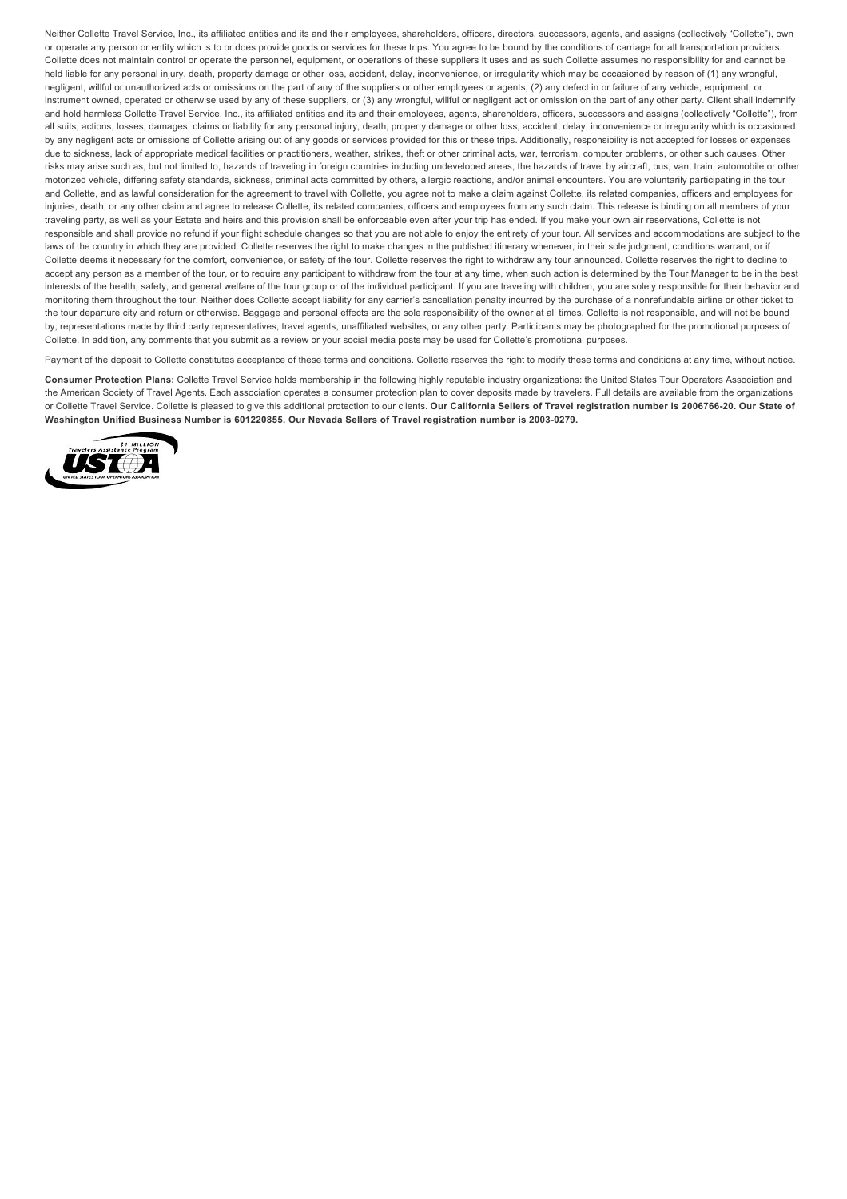Neither Collette Travel Service, Inc., its affiliated entities and its and their employees, shareholders, officers, directors, successors, agents, and assigns (collectively "Collette"), own or operate any person or entity which is to or does provide goods or services for these trips. You agree to be bound by the conditions of carriage for all transportation providers. Collette does not maintain control or operate the personnel, equipment, or operations of these suppliers it uses and as such Collette assumes no responsibility for and cannot be held liable for any personal injury, death, property damage or other loss, accident, delay, inconvenience, or irregularity which may be occasioned by reason of (1) any wrongful, negligent, willful or unauthorized acts or omissions on the part of any of the suppliers or other employees or agents, (2) any defect in or failure of any vehicle, equipment, or instrument owned, operated or otherwise used by any of these suppliers, or (3) any wrongful, willful or negligent act or omission on the part of any other party. Client shall indemnify and hold harmless Collette Travel Service, Inc., its affiliated entities and its and their employees, agents, shareholders, officers, successors and assigns (collectively "Collette"), from all suits, actions, losses, damages, claims or liability for any personal injury, death, property damage or other loss, accident, delay, inconvenience or irregularity which is occasioned by any negligent acts or omissions of Collette arising out of any goods or services provided for this or these trips. Additionally, responsibility is not accepted for losses or expenses due to sickness, lack of appropriate medical facilities or practitioners, weather, strikes, theft or other criminal acts, war, terrorism, computer problems, or other such causes. Other risks may arise such as, but not limited to, hazards of traveling in foreign countries including undeveloped areas, the hazards of travel by aircraft, bus, van, train, automobile or other motorized vehicle, differing safety standards, sickness, criminal acts committed by others, allergic reactions, and/or animal encounters. You are voluntarily participating in the tour and Collette, and as lawful consideration for the agreement to travel with Collette, you agree not to make a claim against Collette, its related companies, officers and employees for injuries, death, or any other claim and agree to release Collette, its related companies, officers and employees from any such claim. This release is binding on all members of your traveling party, as well as your Estate and heirs and this provision shall be enforceable even after your trip has ended. If you make your own air reservations, Collette is not responsible and shall provide no refund if your flight schedule changes so that you are not able to enjoy the entirety of your tour. All services and accommodations are subject to the laws of the country in which they are provided. Collette reserves the right to make changes in the published itinerary whenever, in their sole judgment, conditions warrant, or if Collette deems it necessary for the comfort, convenience, or safety of the tour. Collette reserves the right to withdraw any tour announced. Collette reserves the right to decline to accept any person as a member of the tour, or to require any participant to withdraw from the tour at any time, when such action is determined by the Tour Manager to be in the best interests of the health, safety, and general welfare of the tour group or of the individual participant. If you are traveling with children, you are solely responsible for their behavior and monitoring them throughout the tour. Neither does Collette accept liability for any carrier's cancellation penalty incurred by the purchase of a nonrefundable airline or other ticket to the tour departure city and return or otherwise. Baggage and personal effects are the sole responsibility of the owner at all times. Collette is not responsible, and will not be bound by, representations made by third party representatives, travel agents, unaffiliated websites, or any other party. Participants may be photographed for the promotional purposes of Collette. In addition, any comments that you submit as a review or your social media posts may be used for Collette's promotional purposes.

Payment of the deposit to Collette constitutes acceptance of these terms and conditions. Collette reserves the right to modify these terms and conditions at any time, without notice.

**Consumer Protection Plans:** Collette Travel Service holds membership in the following highly reputable industry organizations: the United States Tour Operators Association and the American Society of Travel Agents. Each association operates a consumer protection plan to cover deposits made by travelers. Full details are available from the organizations or Collette Travel Service. Collette is pleased to give this additional protection to our clients. **Our California Sellers of Travel registration number is 2006766-20. Our State of Washington Unified Business Number is 601220855. Our Nevada Sellers of Travel registration number is 2003-0279.**

$1 MILLION Travelers Assistance Program

USTOA

UNITED STATES TOUR OPERATORS ASSOCIATION